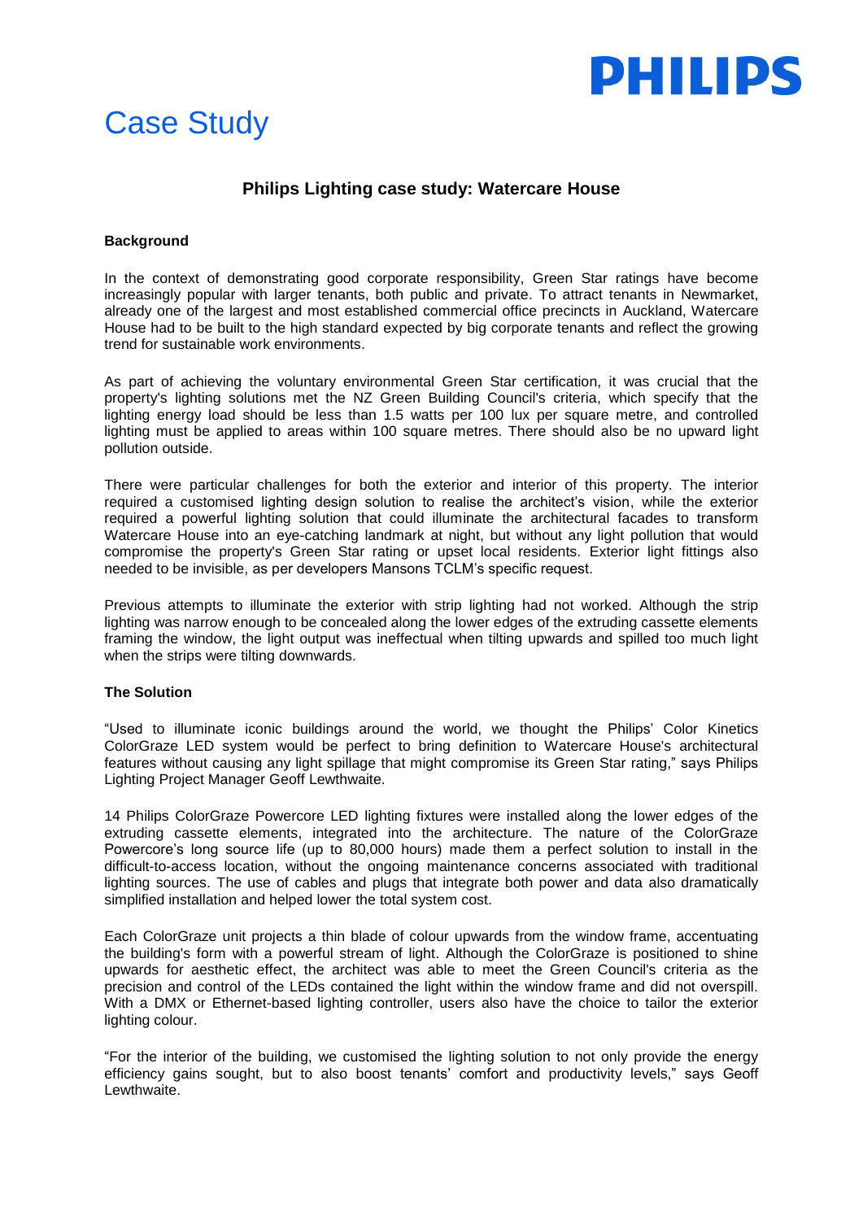# Case Study

## Philips Lighting case study: Watercare House

**Background**

In the context of demonstrating good corporate responsibility, Green Star ratings have become increasingly popular with larger tenants, both public and private. To attract tenants in Newmarket, already one of the largest and most established commercial office precincts in Auckland, Watercare House had to be built to the high standard expected by big corporate tenants and reflect the growing trend for sustainable work environments.

As part of achieving the voluntary environmental Green Star certification, it was crucial that the property's lighting solutions met the NZ Green Building Council's criteria, which specify that the lighting energy load should be less than 1.5 watts per 100 lux per square metre, and controlled lighting must be applied to areas within 100 square metres. There should also be no upward light pollution outside.

There were particular challenges for both the exterior and interior of this property. The interior required a customised lighting design solution to realise the architect's vision, while the exterior required a powerful lighting solution that could illuminate the architectural facades to transform Watercare House into an eye-catching landmark at night, but without any light pollution that would compromise the property's Green Star rating or upset local residents. Exterior light fittings also needed to be invisible, as per developers Mansons TCLM's specific request.

Previous attempts to illuminate the exterior with strip lighting had not worked. Although the strip lighting was narrow enough to be concealed along the lower edges of the extruding cassette elements framing the window, the light output was ineffectual when tilting upwards and spilled too much light when the strips were tilting downwards.

**The Solution**

"Used to illuminate iconic buildings around the world, we thought the Philips' Color Kinetics ColorGraze LED system would be perfect to bring definition to Watercare House's architectural features without causing any light spillage that might compromise its Green Star rating," says Philips Lighting Project Manager Geoff Lewthwaite.

14 Philips ColorGraze Powercore LED lighting fixtures were installed along the lower edges of the extruding cassette elements, integrated into the architecture. The nature of the ColorGraze Powercore's long source life (up to 80,000 hours) made them a perfect solution to install in the difficult-to-access location, without the ongoing maintenance concerns associated with traditional lighting sources. The use of cables and plugs that integrate both power and data also dramatically simplified installation and helped lower the total system cost.

Each ColorGraze unit projects a thin blade of colour upwards from the window frame, accentuating the building's form with a powerful stream of light. Although the ColorGraze is positioned to shine upwards for aesthetic effect, the architect was able to meet the Green Council's criteria as the precision and control of the LEDs contained the light within the window frame and did not overspill. With a DMX or Ethernet-based lighting controller, users also have the choice to tailor the exterior lighting colour.

"For the interior of the building, we customised the lighting solution to not only provide the energy efficiency gains sought, but to also boost tenants' comfort and productivity levels," says Geoff Lewthwaite.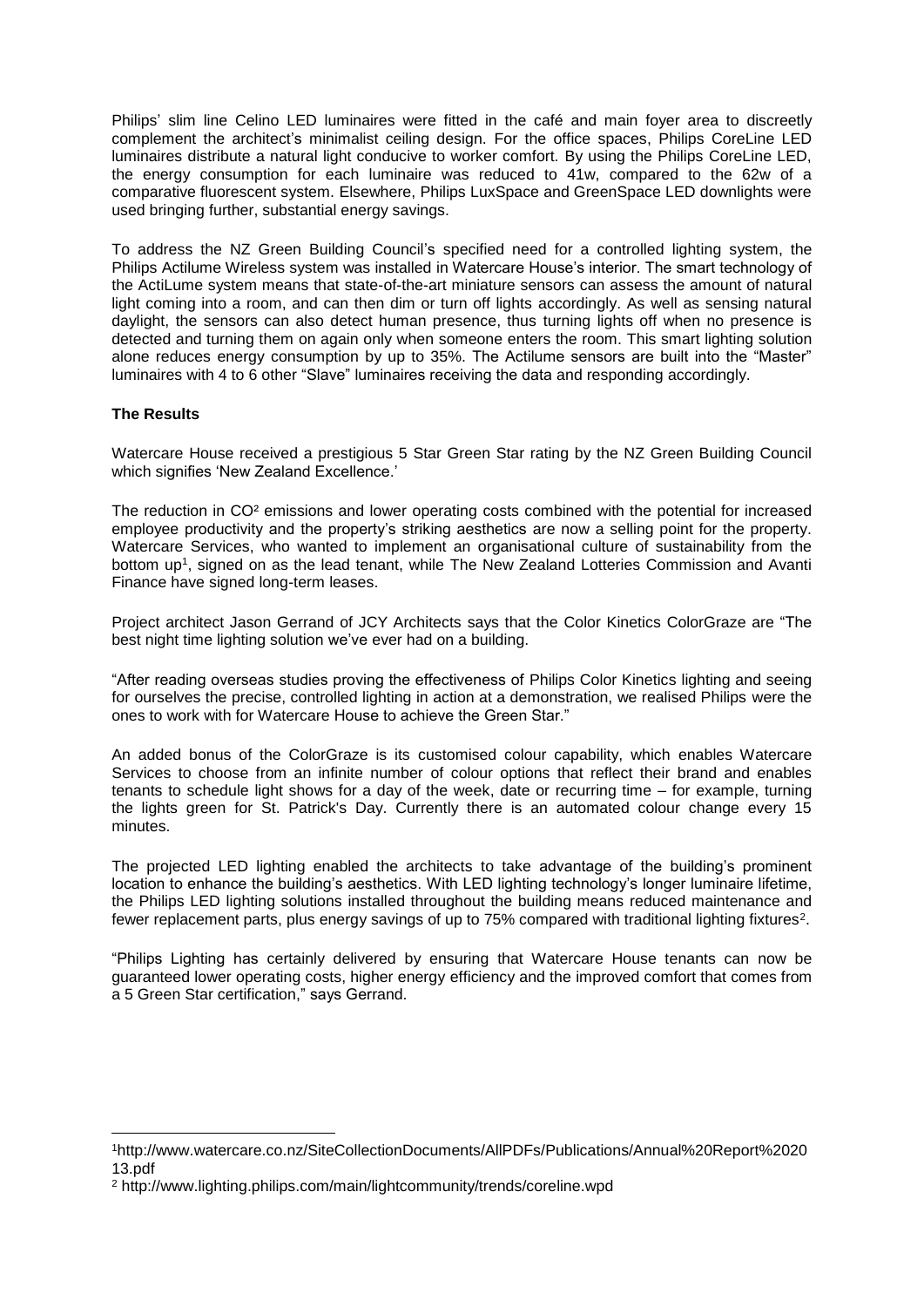Philips' slim line Celino LED luminaires were fitted in the café and main foyer area to discreetly complement the architect's minimalist ceiling design. For the office spaces, Philips CoreLine LED luminaires distribute a natural light conducive to worker comfort. By using the Philips CoreLine LED, the energy consumption for each luminaire was reduced to 41w, compared to the 62w of a comparative fluorescent system. Elsewhere, Philips LuxSpace and GreenSpace LED downlights were used bringing further, substantial energy savings.

To address the NZ Green Building Council's specified need for a controlled lighting system, the Philips Actilume Wireless system was installed in Watercare House's interior. The smart technology of the ActiLume system means that state-of-the-art miniature sensors can assess the amount of natural light coming into a room, and can then dim or turn off lights accordingly. As well as sensing natural daylight, the sensors can also detect human presence, thus turning lights off when no presence is detected and turning them on again only when someone enters the room. This smart lighting solution alone reduces energy consumption by up to 35%. The Actilume sensors are built into the "Master" luminaires with 4 to 6 other "Slave" luminaires receiving the data and responding accordingly.

**The Results**

Watercare House received a prestigious 5 Star Green Star rating by the NZ Green Building Council which signifies 'New Zealand Excellence.'

The reduction in $CO^2$ emissions and lower operating costs combined with the potential for increased employee productivity and the property's striking aesthetics are now a selling point for the property. Watercare Services, who wanted to implement an organisational culture of sustainability from the bottom up[1], signed on as the lead tenant, while The New Zealand Lotteries Commission and Avanti Finance have signed long-term leases.

Project architect Jason Gerrand of JCY Architects says that the Color Kinetics ColorGraze are "The best night time lighting solution we've ever had on a building.

"After reading overseas studies proving the effectiveness of Philips Color Kinetics lighting and seeing for ourselves the precise, controlled lighting in action at a demonstration, we realised Philips were the ones to work with for Watercare House to achieve the Green Star."

An added bonus of the ColorGraze is its customised colour capability, which enables Watercare Services to choose from an infinite number of colour options that reflect their brand and enables tenants to schedule light shows for a day of the week, date or recurring time – for example, turning the lights green for St. Patrick's Day. Currently there is an automated colour change every 15 minutes.

The projected LED lighting enabled the architects to take advantage of the building's prominent location to enhance the building's aesthetics. With LED lighting technology's longer luminaire lifetime, the Philips LED lighting solutions installed throughout the building means reduced maintenance and fewer replacement parts, plus energy savings of up to 75% compared with traditional lighting fixtures[2].

"Philips Lighting has certainly delivered by ensuring that Watercare House tenants can now be guaranteed lower operating costs, higher energy efficiency and the improved comfort that comes from a 5 Green Star certification," says Gerrand.

---

[1] http://www.watercare.co.nz/SiteCollectionDocuments/AllPDFs/Publications/Annual%20Report%202013.pdf

[2] http://www.lighting.philips.com/main/lightcommunity/trends/coreline.wpd